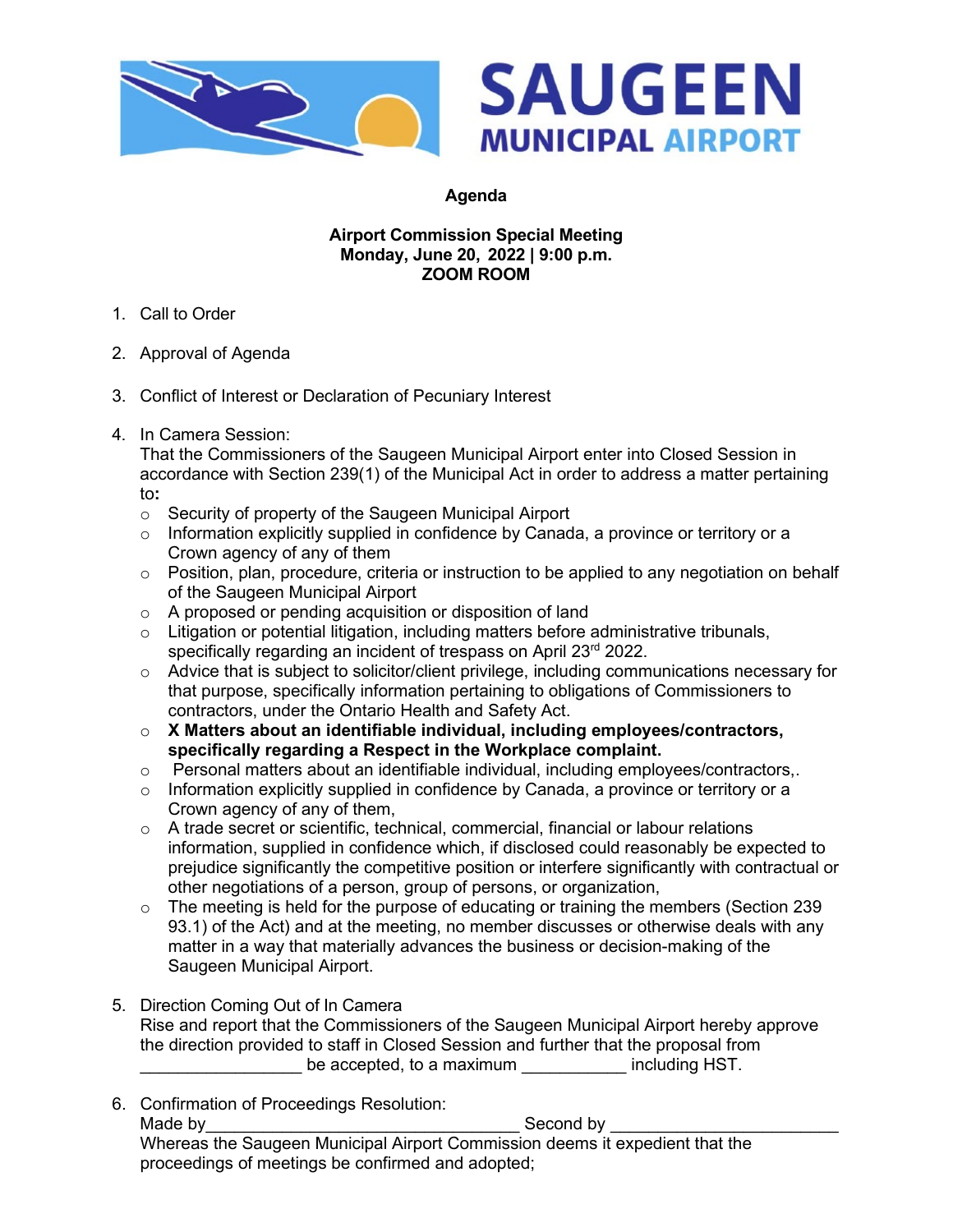# SAUGEEN MUNICIPAL AIRPORT

## Agenda

**Airport Commission Special Meeting**
**Monday, June 20, 2022 | 9:00 p.m.**
**ZOOM ROOM**

1. Call to Order

2. Approval of Agenda

3. Conflict of Interest or Declaration of Pecuniary Interest

4. In Camera Session:
   That the Commissioners of the Saugeen Municipal Airport enter into Closed Session in accordance with Section 239(1) of the Municipal Act in order to address a matter pertaining to**:**
   - Security of property of the Saugeen Municipal Airport
   - Information explicitly supplied in confidence by Canada, a province or territory or a Crown agency of any of them
   - Position, plan, procedure, criteria or instruction to be applied to any negotiation on behalf of the Saugeen Municipal Airport
   - A proposed or pending acquisition or disposition of land
   - Litigation or potential litigation, including matters before administrative tribunals, specifically regarding an incident of trespass on April 23rd 2022.
   - Advice that is subject to solicitor/client privilege, including communications necessary for that purpose, specifically information pertaining to obligations of Commissioners to contractors, under the Ontario Health and Safety Act.
   - **X Matters about an identifiable individual, including employees/contractors, specifically regarding a Respect in the Workplace complaint.**
   - Personal matters about an identifiable individual, including employees/contractors,.
   - Information explicitly supplied in confidence by Canada, a province or territory or a Crown agency of any of them,
   - A trade secret or scientific, technical, commercial, financial or labour relations information, supplied in confidence which, if disclosed could reasonably be expected to prejudice significantly the competitive position or interfere significantly with contractual or other negotiations of a person, group of persons, or organization,
   - The meeting is held for the purpose of educating or training the members (Section 239 93.1) of the Act) and at the meeting, no member discusses or otherwise deals with any matter in a way that materially advances the business or decision-making of the Saugeen Municipal Airport.

5. Direction Coming Out of In Camera
   Rise and report that the Commissioners of the Saugeen Municipal Airport hereby approve the direction provided to staff in Closed Session and further that the proposal from _________________ be accepted, to a maximum ___________ including HST.

6. Confirmation of Proceedings Resolution:
   Made by_________________________________ Second by ________________________
   Whereas the Saugeen Municipal Airport Commission deems it expedient that the proceedings of meetings be confirmed and adopted;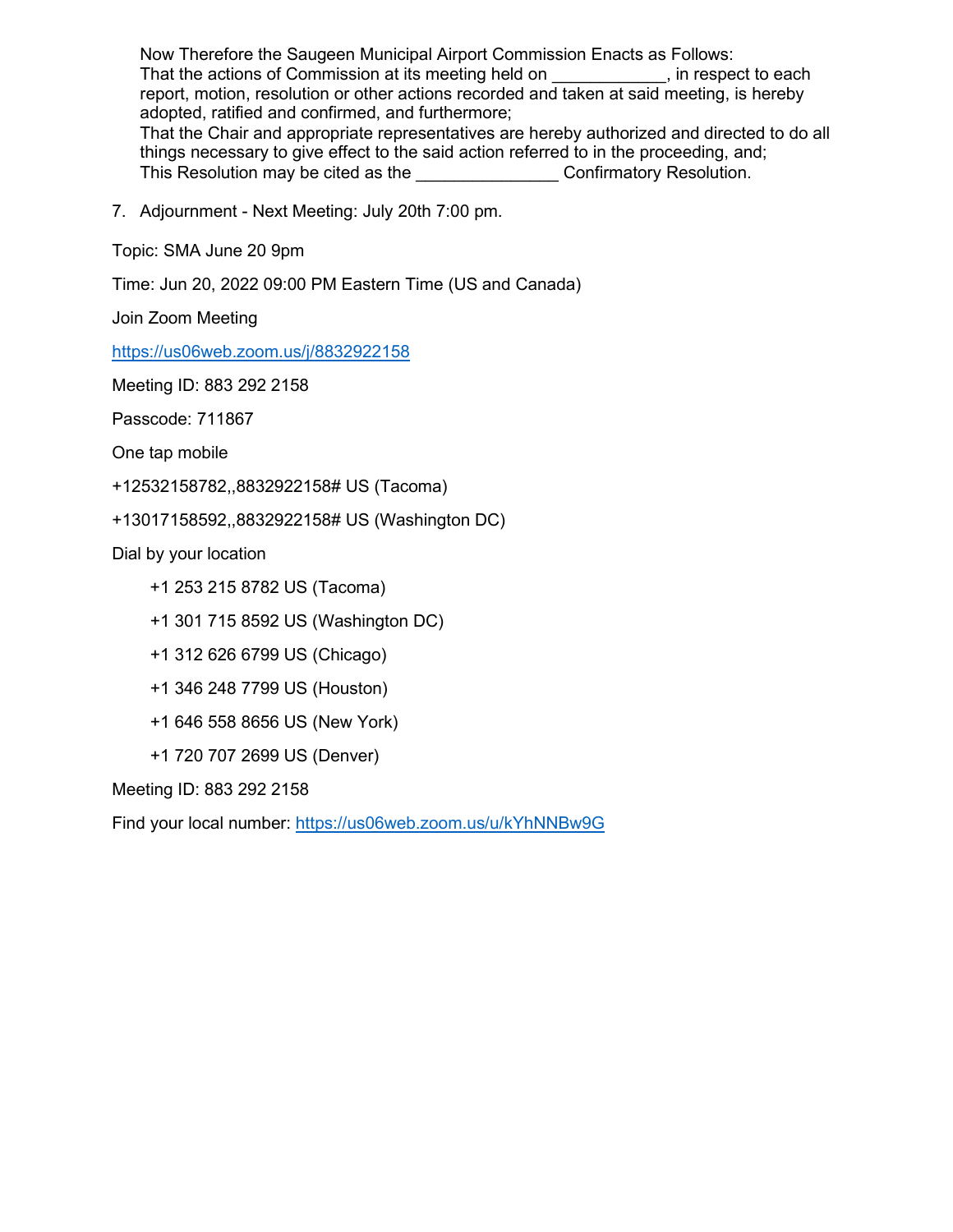Now Therefore the Saugeen Municipal Airport Commission Enacts as Follows:
That the actions of Commission at its meeting held on ____________, in respect to each report, motion, resolution or other actions recorded and taken at said meeting, is hereby adopted, ratified and confirmed, and furthermore;
That the Chair and appropriate representatives are hereby authorized and directed to do all things necessary to give effect to the said action referred to in the proceeding, and;
This Resolution may be cited as the _______________ Confirmatory Resolution.

7. Adjournment - Next Meeting: July 20th 7:00 pm.

Topic: SMA June 20 9pm

Time: Jun 20, 2022 09:00 PM Eastern Time (US and Canada)

Join Zoom Meeting

https://us06web.zoom.us/j/8832922158

Meeting ID: 883 292 2158

Passcode: 711867

One tap mobile

+12532158782,,8832922158# US (Tacoma)

+13017158592,,8832922158# US (Washington DC)

Dial by your location

+1 253 215 8782 US (Tacoma)

+1 301 715 8592 US (Washington DC)

+1 312 626 6799 US (Chicago)

+1 346 248 7799 US (Houston)

+1 646 558 8656 US (New York)

+1 720 707 2699 US (Denver)

Meeting ID: 883 292 2158

Find your local number: https://us06web.zoom.us/u/kYhNNBw9G